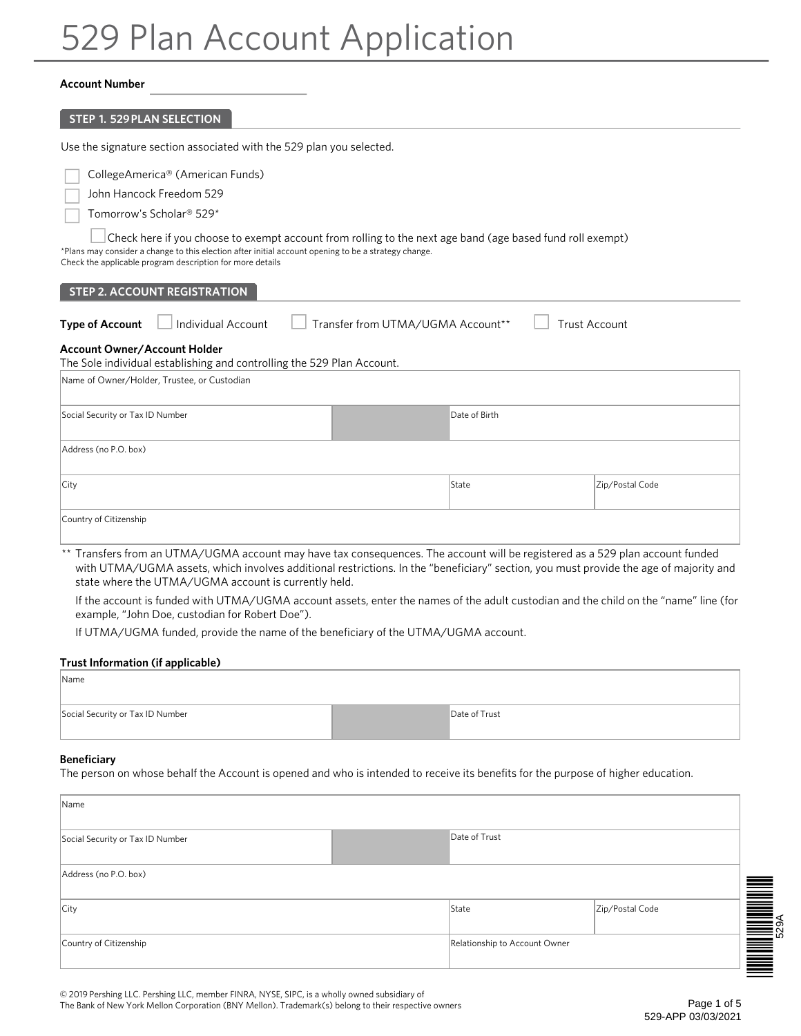# 529 Plan Account Application

**Account Number** ______________________

## STEP 1. 529 PLAN SELECTION

Use the signature section associated with the 529 plan you selected.

- ☐ CollegeAmerica® (American Funds)
- ☐ John Hancock Freedom 529
- ☐ Tomorrow's Scholar® 529*

☐ Check here if you choose to exempt account from rolling to the next age band (age based fund roll exempt)

*Plans may consider a change to this election after initial account opening to be a strategy change.
Check the applicable program description for more details

## STEP 2. ACCOUNT REGISTRATION

**Type of Account** ☐ Individual Account ☐ Transfer from UTMA/UGMA Account** ☐ Trust Account

**Account Owner/Account Holder**
The Sole individual establishing and controlling the 529 Plan Account.

| Name of Owner/Holder, Trustee, or Custodian | | |
|---|---|---|
| Social Security or Tax ID Number | Date of Birth | |
| Address (no P.O. box) | | |
| City | State | Zip/Postal Code |
| Country of Citizenship | | |

** Transfers from an UTMA/UGMA account may have tax consequences. The account will be registered as a 529 plan account funded with UTMA/UGMA assets, which involves additional restrictions. In the "beneficiary" section, you must provide the age of majority and state where the UTMA/UGMA account is currently held.

If the account is funded with UTMA/UGMA account assets, enter the names of the adult custodian and the child on the "name" line (for example, "John Doe, custodian for Robert Doe").

If UTMA/UGMA funded, provide the name of the beneficiary of the UTMA/UGMA account.

**Trust Information (if applicable)**

| Name | |
|---|---|
| Social Security or Tax ID Number | Date of Trust |

**Beneficiary**
The person on whose behalf the Account is opened and who is intended to receive its benefits for the purpose of higher education.

| Name | | |
|---|---|---|
| Social Security or Tax ID Number | Date of Trust | |
| Address (no P.O. box) | | |
| City | State | Zip/Postal Code |
| Country of Citizenship | Relationship to Account Owner | |

© 2019 Pershing LLC. Pershing LLC, member FINRA, NYSE, SIPC, is a wholly owned subsidiary of The Bank of New York Mellon Corporation (BNY Mellon). Trademark(s) belong to their respective owners

529-APP 03/03/2021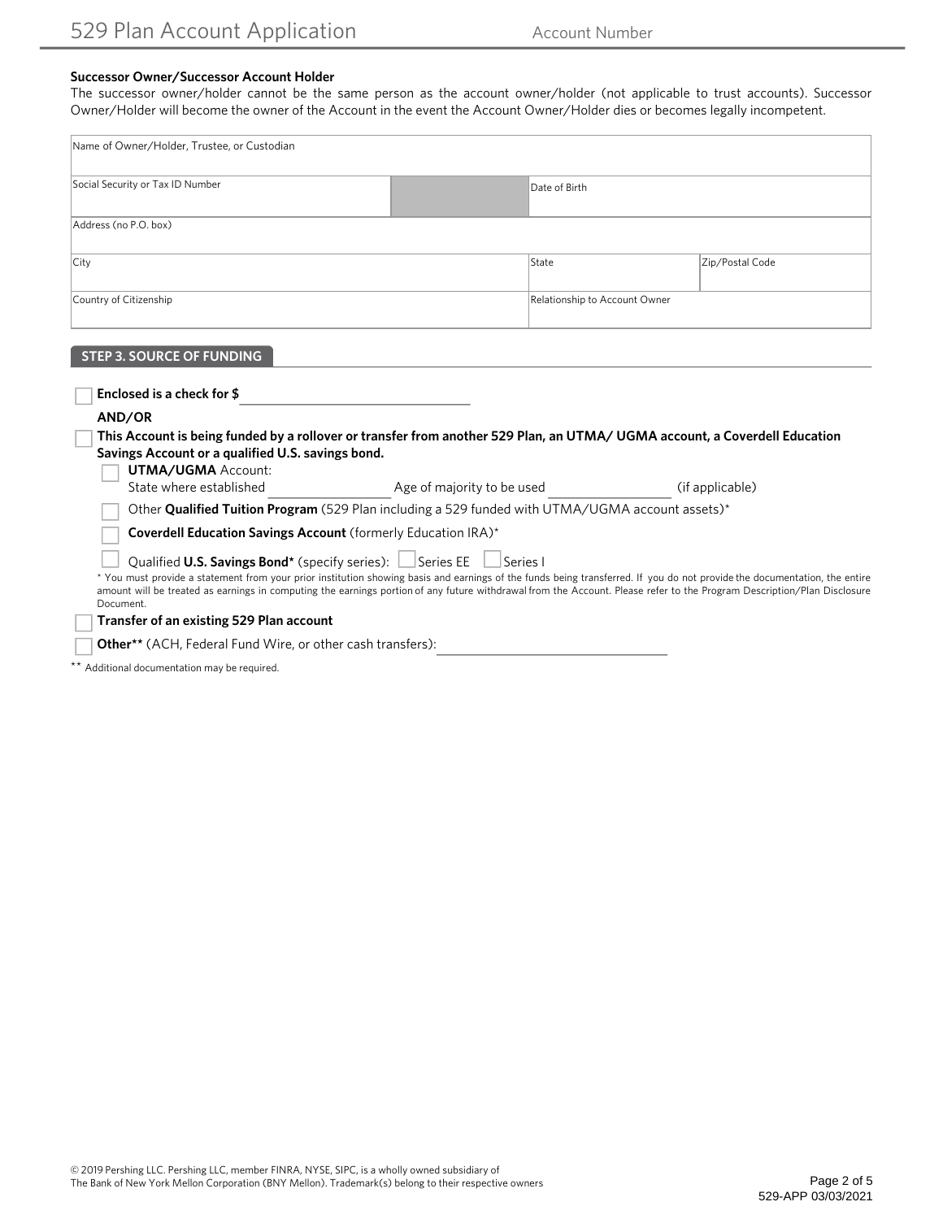# 529 Plan Account Application

Account Number

**Successor Owner/Successor Account Holder**

The successor owner/holder cannot be the same person as the account owner/holder (not applicable to trust accounts). Successor Owner/Holder will become the owner of the Account in the event the Account Owner/Holder dies or becomes legally incompetent.

| Name of Owner/Holder, Trustee, or Custodian | | |
|---|---|---|
| Social Security or Tax ID Number | | Date of Birth |
| Address (no P.O. box) | | |
| City | State | Zip/Postal Code |
| Country of Citizenship | Relationship to Account Owner | |

## STEP 3. SOURCE OF FUNDING

☐ **Enclosed is a check for $** ____________________

**AND/OR**

☐ **This Account is being funded by a rollover or transfer from another 529 Plan, an UTMA/ UGMA account, a Coverdell Education Savings Account or a qualified U.S. savings bond.**

- ☐ **UTMA/UGMA** Account:
  State where established ____________ Age of majority to be used ____________ (if applicable)
- ☐ Other **Qualified Tuition Program** (529 Plan including a 529 funded with UTMA/UGMA account assets)*
- ☐ **Coverdell Education Savings Account** (formerly Education IRA)*
- ☐ Qualified **U.S. Savings Bond*** (specify series): ☐ Series EE ☐ Series I

* You must provide a statement from your prior institution showing basis and earnings of the funds being transferred. If you do not provide the documentation, the entire amount will be treated as earnings in computing the earnings portion of any future withdrawal from the Account. Please refer to the Program Description/Plan Disclosure Document.

☐ **Transfer of an existing 529 Plan account**

☐ **Other**** (ACH, Federal Fund Wire, or other cash transfers): ____________________

** Additional documentation may be required.

© 2019 Pershing LLC. Pershing LLC, member FINRA, NYSE, SIPC, is a wholly owned subsidiary of The Bank of New York Mellon Corporation (BNY Mellon). Trademark(s) belong to their respective owners

529-APP 03/03/2021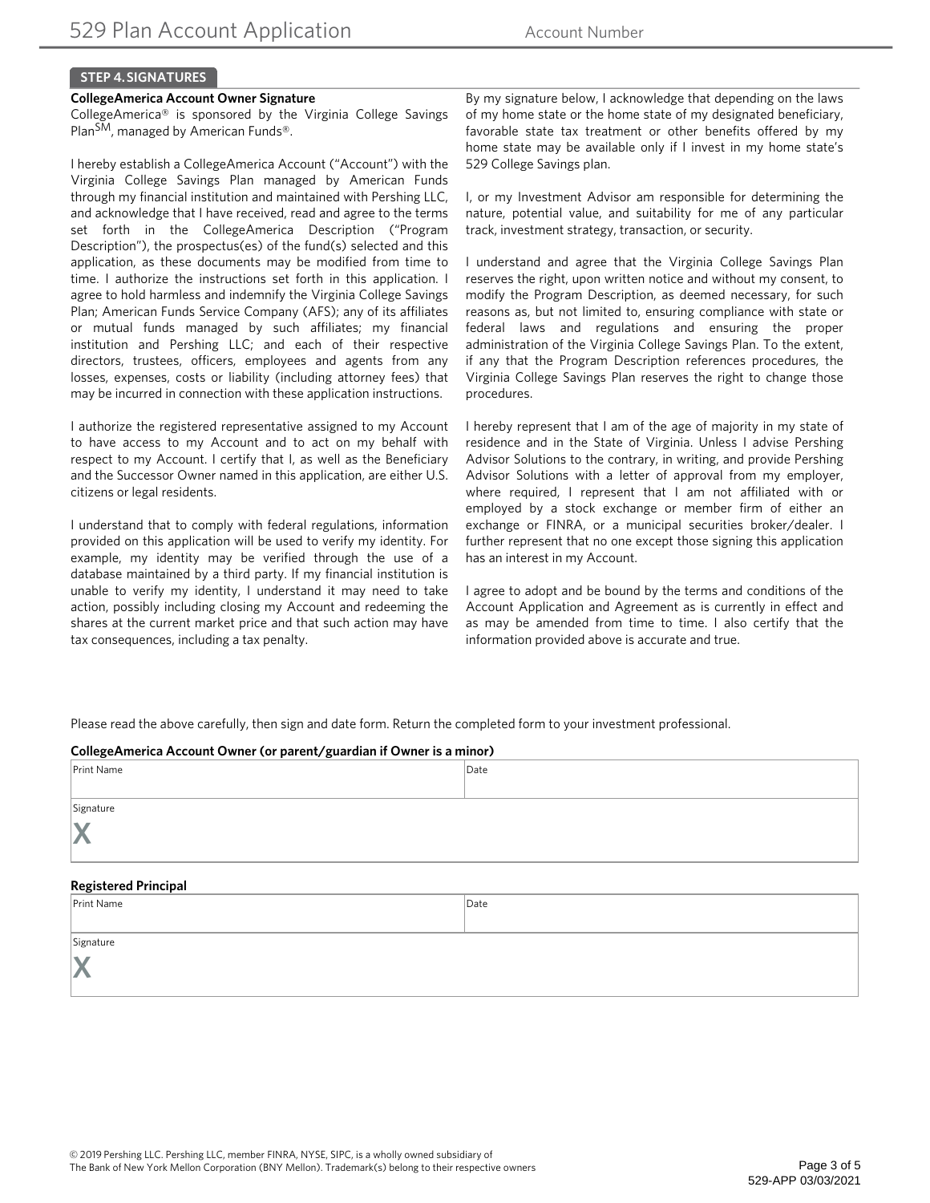## STEP 4. SIGNATURES

**CollegeAmerica Account Owner Signature**

CollegeAmerica® is sponsored by the Virginia College Savings Plan℠, managed by American Funds®.

I hereby establish a CollegeAmerica Account ("Account") with the Virginia College Savings Plan managed by American Funds through my financial institution and maintained with Pershing LLC, and acknowledge that I have received, read and agree to the terms set forth in the CollegeAmerica Description ("Program Description"), the prospectus(es) of the fund(s) selected and this application, as these documents may be modified from time to time. I authorize the instructions set forth in this application. I agree to hold harmless and indemnify the Virginia College Savings Plan; American Funds Service Company (AFS); any of its affiliates or mutual funds managed by such affiliates; my financial institution and Pershing LLC; and each of their respective directors, trustees, officers, employees and agents from any losses, expenses, costs or liability (including attorney fees) that may be incurred in connection with these application instructions.

I authorize the registered representative assigned to my Account to have access to my Account and to act on my behalf with respect to my Account. I certify that I, as well as the Beneficiary and the Successor Owner named in this application, are either U.S. citizens or legal residents.

I understand that to comply with federal regulations, information provided on this application will be used to verify my identity. For example, my identity may be verified through the use of a database maintained by a third party. If my financial institution is unable to verify my identity, I understand it may need to take action, possibly including closing my Account and redeeming the shares at the current market price and that such action may have tax consequences, including a tax penalty.

By my signature below, I acknowledge that depending on the laws of my home state or the home state of my designated beneficiary, favorable state tax treatment or other benefits offered by my home state may be available only if I invest in my home state's 529 College Savings plan.

I, or my Investment Advisor am responsible for determining the nature, potential value, and suitability for me of any particular track, investment strategy, transaction, or security.

I understand and agree that the Virginia College Savings Plan reserves the right, upon written notice and without my consent, to modify the Program Description, as deemed necessary, for such reasons as, but not limited to, ensuring compliance with state or federal laws and regulations and ensuring the proper administration of the Virginia College Savings Plan. To the extent, if any that the Program Description references procedures, the Virginia College Savings Plan reserves the right to change those procedures.

I hereby represent that I am of the age of majority in my state of residence and in the State of Virginia. Unless I advise Pershing Advisor Solutions to the contrary, in writing, and provide Pershing Advisor Solutions with a letter of approval from my employer, where required, I represent that I am not affiliated with or employed by a stock exchange or member firm of either an exchange or FINRA, or a municipal securities broker/dealer. I further represent that no one except those signing this application has an interest in my Account.

I agree to adopt and be bound by the terms and conditions of the Account Application and Agreement as is currently in effect and as may be amended from time to time. I also certify that the information provided above is accurate and true.

Please read the above carefully, then sign and date form. Return the completed form to your investment professional.

**CollegeAmerica Account Owner (or parent/guardian if Owner is a minor)**

| Print Name | Date |
|---|---|
| Signature<br>X | |

**Registered Principal**

| Print Name | Date |
|---|---|
| Signature<br>X | |

© 2019 Pershing LLC. Pershing LLC, member FINRA, NYSE, SIPC, is a wholly owned subsidiary of The Bank of New York Mellon Corporation (BNY Mellon). Trademark(s) belong to their respective owners

529-APP 03/03/2021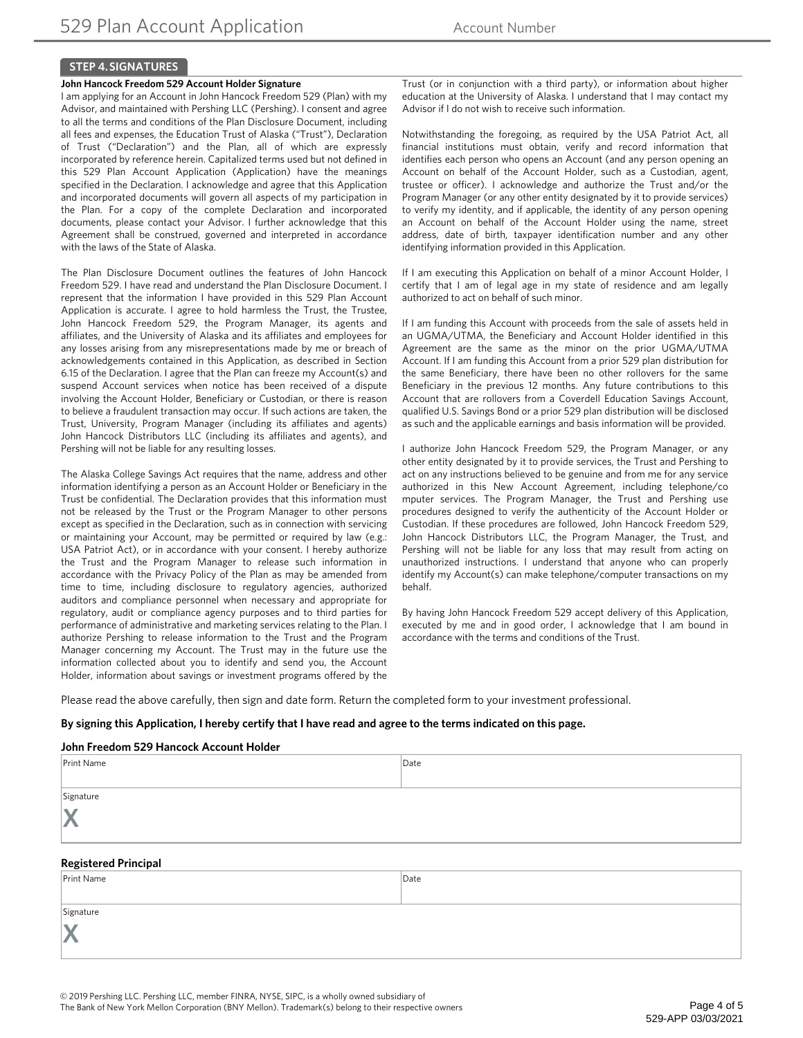# 529 Plan Account Application

Account Number

## STEP 4. SIGNATURES

**John Hancock Freedom 529 Account Holder Signature**

I am applying for an Account in John Hancock Freedom 529 (Plan) with my Advisor, and maintained with Pershing LLC (Pershing). I consent and agree to all the terms and conditions of the Plan Disclosure Document, including all fees and expenses, the Education Trust of Alaska ("Trust"), Declaration of Trust ("Declaration") and the Plan, all of which are expressly incorporated by reference herein. Capitalized terms used but not defined in this 529 Plan Account Application (Application) have the meanings specified in the Declaration. I acknowledge and agree that this Application and incorporated documents will govern all aspects of my participation in the Plan. For a copy of the complete Declaration and incorporated documents, please contact your Advisor. I further acknowledge that this Agreement shall be construed, governed and interpreted in accordance with the laws of the State of Alaska.

The Plan Disclosure Document outlines the features of John Hancock Freedom 529. I have read and understand the Plan Disclosure Document. I represent that the information I have provided in this 529 Plan Account Application is accurate. I agree to hold harmless the Trust, the Trustee, John Hancock Freedom 529, the Program Manager, its agents and affiliates, and the University of Alaska and its affiliates and employees for any losses arising from any misrepresentations made by me or breach of acknowledgements contained in this Application, as described in Section 6.15 of the Declaration. I agree that the Plan can freeze my Account(s) and suspend Account services when notice has been received of a dispute involving the Account Holder, Beneficiary or Custodian, or there is reason to believe a fraudulent transaction may occur. If such actions are taken, the Trust, University, Program Manager (including its affiliates and agents) John Hancock Distributors LLC (including its affiliates and agents), and Pershing will not be liable for any resulting losses.

The Alaska College Savings Act requires that the name, address and other information identifying a person as an Account Holder or Beneficiary in the Trust be confidential. The Declaration provides that this information must not be released by the Trust or the Program Manager to other persons except as specified in the Declaration, such as in connection with servicing or maintaining your Account, may be permitted or required by law (e.g.: USA Patriot Act), or in accordance with your consent. I hereby authorize the Trust and the Program Manager to release such information in accordance with the Privacy Policy of the Plan as may be amended from time to time, including disclosure to regulatory agencies, authorized auditors and compliance personnel when necessary and appropriate for regulatory, audit or compliance agency purposes and to third parties for performance of administrative and marketing services relating to the Plan. I authorize Pershing to release information to the Trust and the Program Manager concerning my Account. The Trust may in the future use the information collected about you to identify and send you, the Account Holder, information about savings or investment programs offered by the Trust (or in conjunction with a third party), or information about higher education at the University of Alaska. I understand that I may contact my Advisor if I do not wish to receive such information.

Notwithstanding the foregoing, as required by the USA Patriot Act, all financial institutions must obtain, verify and record information that identifies each person who opens an Account (and any person opening an Account on behalf of the Account Holder, such as a Custodian, agent, trustee or officer). I acknowledge and authorize the Trust and/or the Program Manager (or any other entity designated by it to provide services) to verify my identity, and if applicable, the identity of any person opening an Account on behalf of the Account Holder using the name, street address, date of birth, taxpayer identification number and any other identifying information provided in this Application.

If I am executing this Application on behalf of a minor Account Holder, I certify that I am of legal age in my state of residence and am legally authorized to act on behalf of such minor.

If I am funding this Account with proceeds from the sale of assets held in an UGMA/UTMA, the Beneficiary and Account Holder identified in this Agreement are the same as the minor on the prior UGMA/UTMA Account. If I am funding this Account from a prior 529 plan distribution for the same Beneficiary, there have been no other rollovers for the same Beneficiary in the previous 12 months. Any future contributions to this Account that are rollovers from a Coverdell Education Savings Account, qualified U.S. Savings Bond or a prior 529 plan distribution will be disclosed as such and the applicable earnings and basis information will be provided.

I authorize John Hancock Freedom 529, the Program Manager, or any other entity designated by it to provide services, the Trust and Pershing to act on any instructions believed to be genuine and from me for any service authorized in this New Account Agreement, including telephone/computer services. The Program Manager, the Trust and Pershing use procedures designed to verify the authenticity of the Account Holder or Custodian. If these procedures are followed, John Hancock Freedom 529, John Hancock Distributors LLC, the Program Manager, the Trust, and Pershing will not be liable for any loss that may result from acting on unauthorized instructions. I understand that anyone who can properly identify my Account(s) can make telephone/computer transactions on my behalf.

By having John Hancock Freedom 529 accept delivery of this Application, executed by me and in good order, I acknowledge that I am bound in accordance with the terms and conditions of the Trust.

Please read the above carefully, then sign and date form. Return the completed form to your investment professional.

**By signing this Application, I hereby certify that I have read and agree to the terms indicated on this page.**

**John Freedom 529 Hancock Account Holder**

| Print Name | Date |
|---|---|
| Signature X | |

**Registered Principal**

| Print Name | Date |
|---|---|
| Signature X | |

© 2019 Pershing LLC. Pershing LLC, member FINRA, NYSE, SIPC, is a wholly owned subsidiary of The Bank of New York Mellon Corporation (BNY Mellon). Trademark(s) belong to their respective owners

529-APP 03/03/2021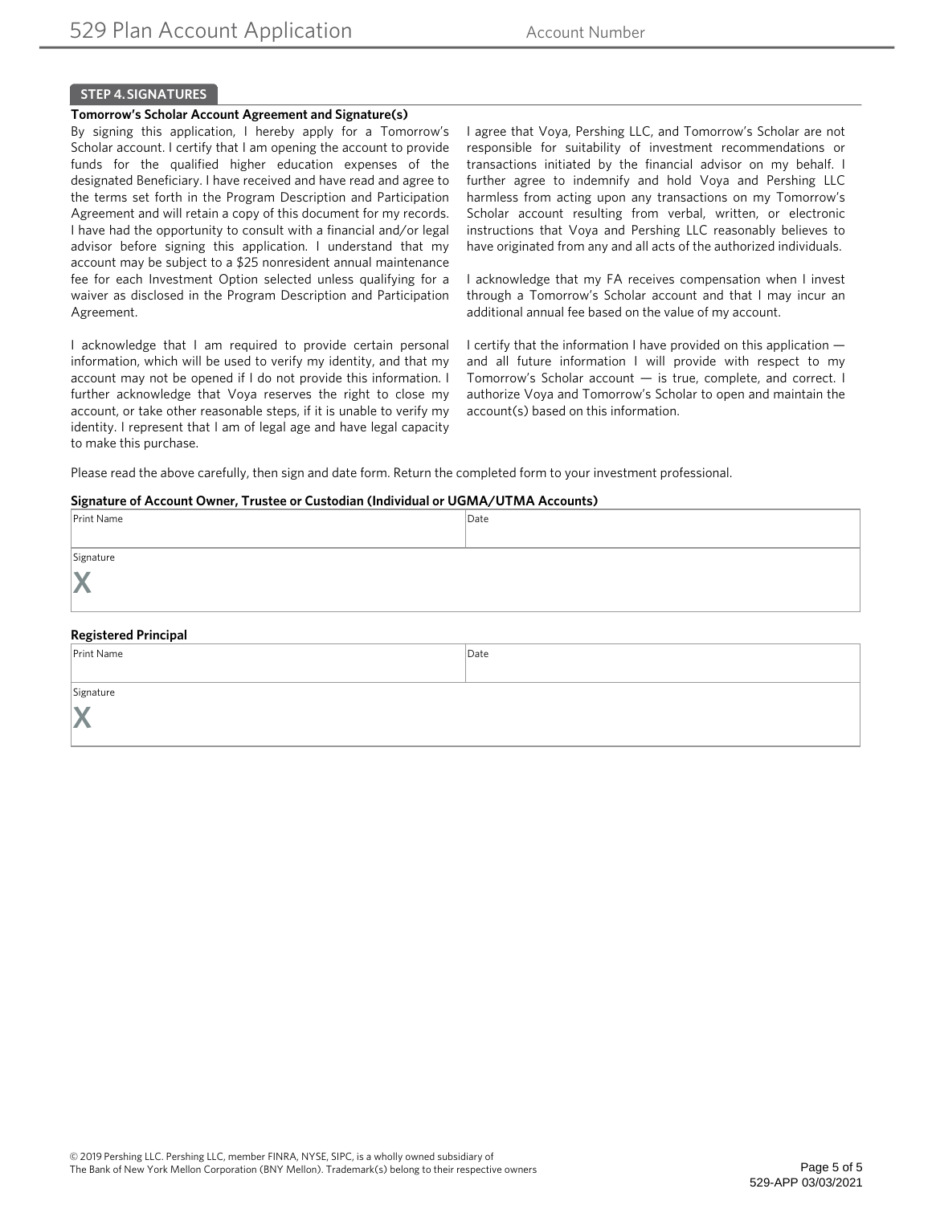## STEP 4. SIGNATURES

**Tomorrow's Scholar Account Agreement and Signature(s)**

By signing this application, I hereby apply for a Tomorrow's Scholar account. I certify that I am opening the account to provide funds for the qualified higher education expenses of the designated Beneficiary. I have received and have read and agree to the terms set forth in the Program Description and Participation Agreement and will retain a copy of this document for my records. I have had the opportunity to consult with a financial and/or legal advisor before signing this application. I understand that my account may be subject to a $25 nonresident annual maintenance fee for each Investment Option selected unless qualifying for a waiver as disclosed in the Program Description and Participation Agreement.

I acknowledge that I am required to provide certain personal information, which will be used to verify my identity, and that my account may not be opened if I do not provide this information. I further acknowledge that Voya reserves the right to close my account, or take other reasonable steps, if it is unable to verify my identity. I represent that I am of legal age and have legal capacity to make this purchase.

I agree that Voya, Pershing LLC, and Tomorrow's Scholar are not responsible for suitability of investment recommendations or transactions initiated by the financial advisor on my behalf. I further agree to indemnify and hold Voya and Pershing LLC harmless from acting upon any transactions on my Tomorrow's Scholar account resulting from verbal, written, or electronic instructions that Voya and Pershing LLC reasonably believes to have originated from any and all acts of the authorized individuals.

I acknowledge that my FA receives compensation when I invest through a Tomorrow's Scholar account and that I may incur an additional annual fee based on the value of my account.

I certify that the information I have provided on this application — and all future information I will provide with respect to my Tomorrow's Scholar account — is true, complete, and correct. I authorize Voya and Tomorrow's Scholar to open and maintain the account(s) based on this information.

Please read the above carefully, then sign and date form. Return the completed form to your investment professional.

**Signature of Account Owner, Trustee or Custodian (Individual or UGMA/UTMA Accounts)**

| Print Name | Date |
|---|---|
| Signature X | |

**Registered Principal**

| Print Name | Date |
|---|---|
| Signature X | |

© 2019 Pershing LLC. Pershing LLC, member FINRA, NYSE, SIPC, is a wholly owned subsidiary of The Bank of New York Mellon Corporation (BNY Mellon). Trademark(s) belong to their respective owners

529-APP 03/03/2021